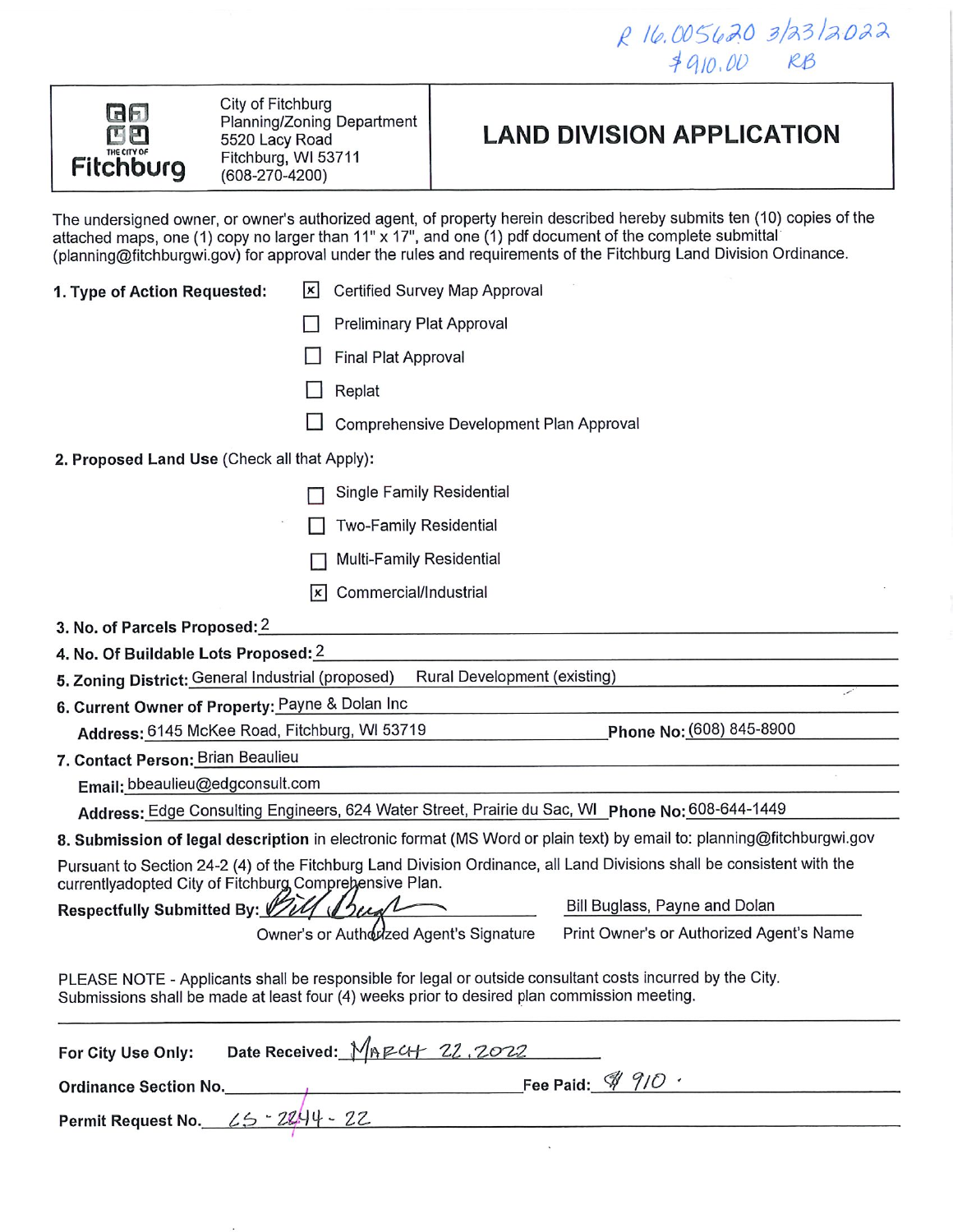R 16.005620 3/23/2022
$910.00 RB

THE CITY OF Fitchburg

City of Fitchburg
Planning/Zoning Department
5520 Lacy Road
Fitchburg, WI 53711
(608-270-4200)

# LAND DIVISION APPLICATION

The undersigned owner, or owner's authorized agent, of property herein described hereby submits ten (10) copies of the attached maps, one (1) copy no larger than 11" x 17", and one (1) pdf document of the complete submittal (planning@fitchburgwi.gov) for approval under the rules and requirements of the Fitchburg Land Division Ordinance.

**1. Type of Action Requested:**

- [x] Certified Survey Map Approval
- [ ] Preliminary Plat Approval
- [ ] Final Plat Approval
- [ ] Replat
- [ ] Comprehensive Development Plan Approval

**2. Proposed Land Use** (Check all that Apply):

- [ ] Single Family Residential
- [ ] Two-Family Residential
- [ ] Multi-Family Residential
- [x] Commercial/Industrial

**3. No. of Parcels Proposed:** 2

**4. No. Of Buildable Lots Proposed:** 2

**5. Zoning District:** General Industrial (proposed) Rural Development (existing)

**6. Current Owner of Property:** Payne & Dolan Inc

**Address:** 6145 McKee Road, Fitchburg, WI 53719 **Phone No:** (608) 845-8900

**7. Contact Person:** Brian Beaulieu

**Email:** bbeaulieu@edgconsult.com

**Address:** Edge Consulting Engineers, 624 Water Street, Prairie du Sac, WI **Phone No:** 608-644-1449

**8. Submission of legal description** in electronic format (MS Word or plain text) by email to: planning@fitchburgwi.gov

Pursuant to Section 24-2 (4) of the Fitchburg Land Division Ordinance, all Land Divisions shall be consistent with the currentlyadopted City of Fitchburg Comprehensive Plan.

**Respectfully Submitted By:** Bill Buglass (signature) — Bill Buglass, Payne and Dolan

Owner's or Authorized Agent's Signature — Print Owner's or Authorized Agent's Name

PLEASE NOTE - Applicants shall be responsible for legal or outside consultant costs incurred by the City. Submissions shall be made at least four (4) weeks prior to desired plan commission meeting.

---

**For City Use Only:** **Date Received:** MARCH 22, 2022

**Ordinance Section No.** ______ **Fee Paid:** $910.

**Permit Request No.** LS-2244-22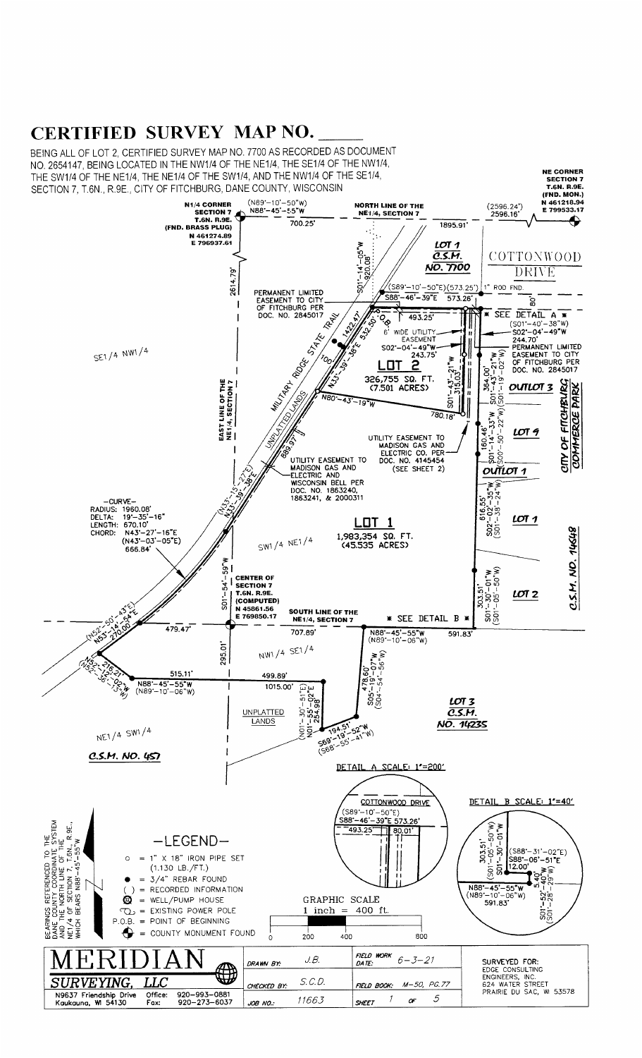# CERTIFIED SURVEY MAP NO. _____

BEING ALL OF LOT 2, CERTIFIED SURVEY MAP NO. 7700 AS RECORDED AS DOCUMENT NO. 2654147, BEING LOCATED IN THE NW1/4 OF THE NE1/4, THE SE1/4 OF THE NW1/4, THE SW1/4 OF THE NE1/4, THE NE1/4 OF THE SW1/4, AND THE NW1/4 OF THE SE1/4, SECTION 7, T.6N., R.9E., CITY OF FITCHBURG, DANE COUNTY, WISCONSIN

N1/4 CORNER SECTION 7 T.6N. R.9E. (FND. BRASS PLUG) N 461274.89 E 796937.61

NE CORNER SECTION 7 T.6N. R.9E. (FND. MON.) N 461218.94 E 799533.17

(N89°-10'-50"W) N88°-45'-55"W 700.25' 1895.91' (2596.24') 2596.16'

NORTH LINE OF THE NE1/4, SECTION 7

LOT 1 C.S.M. NO. 7700

COTTONWOOD DRIVE

S01°-14'-05"W 920.08'

(S89°-10'-50"E)(573.25') S88°-46'-39"E 573.26' 1" ROD FND. 80'

PERMANENT LIMITED EASEMENT TO CITY OF FITCHBURG PER DOC. NO. 2845017

1422.47' P.O.B. 532.50' 493.25'

6' WIDE UTILITY EASEMENT

S02°-04'-49"W 243.75'

\* SEE DETAIL A \*

(S01°-40'-38"W) S02°-04'-49"W 244.70'

PERMANENT LIMITED EASEMENT TO CITY OF FITCHBURG PER DOC. NO. 2845017

MILITARY RIDGE STATE TRAIL

UNPLATTED LANDS

100'

N33°-39'-38"E

LOT 2 326,755 SQ. FT. (7.501 ACRES)

S01°-43'-21"W 315.03'

354.00' S01°-43'-21"W (S01°-19'-02"W)

OUTLOT 3

N80°-43'-19"W 780.18'

2614.79'

EAST LINE OF THE NE1/4, SECTION 7

SE1/4 NW1/4

889.97'

UTILITY EASEMENT TO MADISON GAS AND ELECTRIC CO. PER DOC. NO. 4145454 (SEE SHEET 2)

160.46' S01°-14'-33"W (S00°-50'-22"W)

LOT 9

OUTLOT 1

CITY OF FITCHBURG COMMERCE PARK

(N33°-15'-27"E) N33°-39'-38"E

UTILITY EASEMENT TO MADISON GAS AND ELECTRIC AND WISCONSIN BELL PER DOC. NO. 1863240, 1863241, & 2000311

616.55' S02°-02'-35"W (S01°-38'-24"W)

LOT 1

–CURVE–
RADIUS: 1960.08'
DELTA: 19°-35'-16"
LENGTH: 670.10'
CHORD: N43°-27'-16"E (N43°-03'-05"E) 666.84'

LOT 1 1,983,354 SQ. FT. (45.535 ACRES)

SW1/4 NE1/4

C.S.M. NO. 14648

S01°-54'-59"W

CENTER OF SECTION 7 T.6N. R.9E. (COMPUTED) N 458861.56 E 769850.17

303.51' S01°-30'-01"W (S01°-05'-50"W)

LOT 2

(N52°-50'-43"E) N53°-14'-54"E 270.00'

479.47' 707.89'

SOUTH LINE OF THE NE1/4, SECTION 7

\* SEE DETAIL B \*

N88°-45'-55"W (N89°-10'-06"W) 591.83'

295.01'

NW1/4 SE1/4

478.60' S05°-19'-07"W (S04°-54'-56"W)

(N52°-12'-02"W) N52°-36'-13"W 216.21'

515.11' N88°-45'-55"W (N89°-10'-06"W)

499.89' 1015.00'

(N01°-30'-51"E) N01°-55'-02"E 254.98'

LOT 3 C.S.M. NO. 14235

UNPLATTED LANDS

194.51' S69°-19'-52"W (S68°-55'-41"W)

NE1/4 SW1/4

C.S.M. NO. 457

DETAIL A SCALE: 1"=200'

COTTONWOOD DRIVE (S89°-10'-50"E) S88°-46'-39"E 573.26' 493.25' 80.01'

DETAIL B SCALE: 1"=40'

303.51' (S01°-05'-50"W) S01°-30'-01"W (S88°-31'-02"E) S88°-06'-51"E 12.00' N88°-45'-55"W (N89°-10'-06"W) 591.83' 5.40' S01°-52'-40"W (S01°-28'-29"W)

BEARINGS REFERENCED TO THE DANE COUNTY COORDINATE SYSTEM AND THE NORTH LINE OF THE NE1/4 OF SECTION 7, T.6N., R.9E., WHICH BEARS N88°-45'-55"W

–LEGEND–

- ○ = 1" X 18" IRON PIPE SET (1.130 LB./FT.)
- ● = 3/4" REBAR FOUND
- ( ) = RECORDED INFORMATION
- ⊗ = WELL/PUMP HOUSE
- = EXISTING POWER POLE
- P.O.B. = POINT OF BEGINNING
- = COUNTY MONUMENT FOUND

GRAPHIC SCALE
1 inch = 400 ft.
0 200 400 800

| MERIDIAN SURVEYING, LLC | DRAWN BY: J.B. | FIELD WORK DATE: 6-3-21 | SURVEYED FOR: |
|---|---|---|---|
| N9637 Friendship Drive, Kaukauna, WI 54130 | CHECKED BY: S.C.D. | FIELD BOOK: M-50, PG.77 | EDGE CONSULTING ENGINEERS, INC. 624 WATER STREET PRAIRIE DU SAC, WI 53578 |
| Office: 920-993-0881 Fax: 920-273-6037 | JOB NO.: 11663 | SHEET 1 OF 5 | |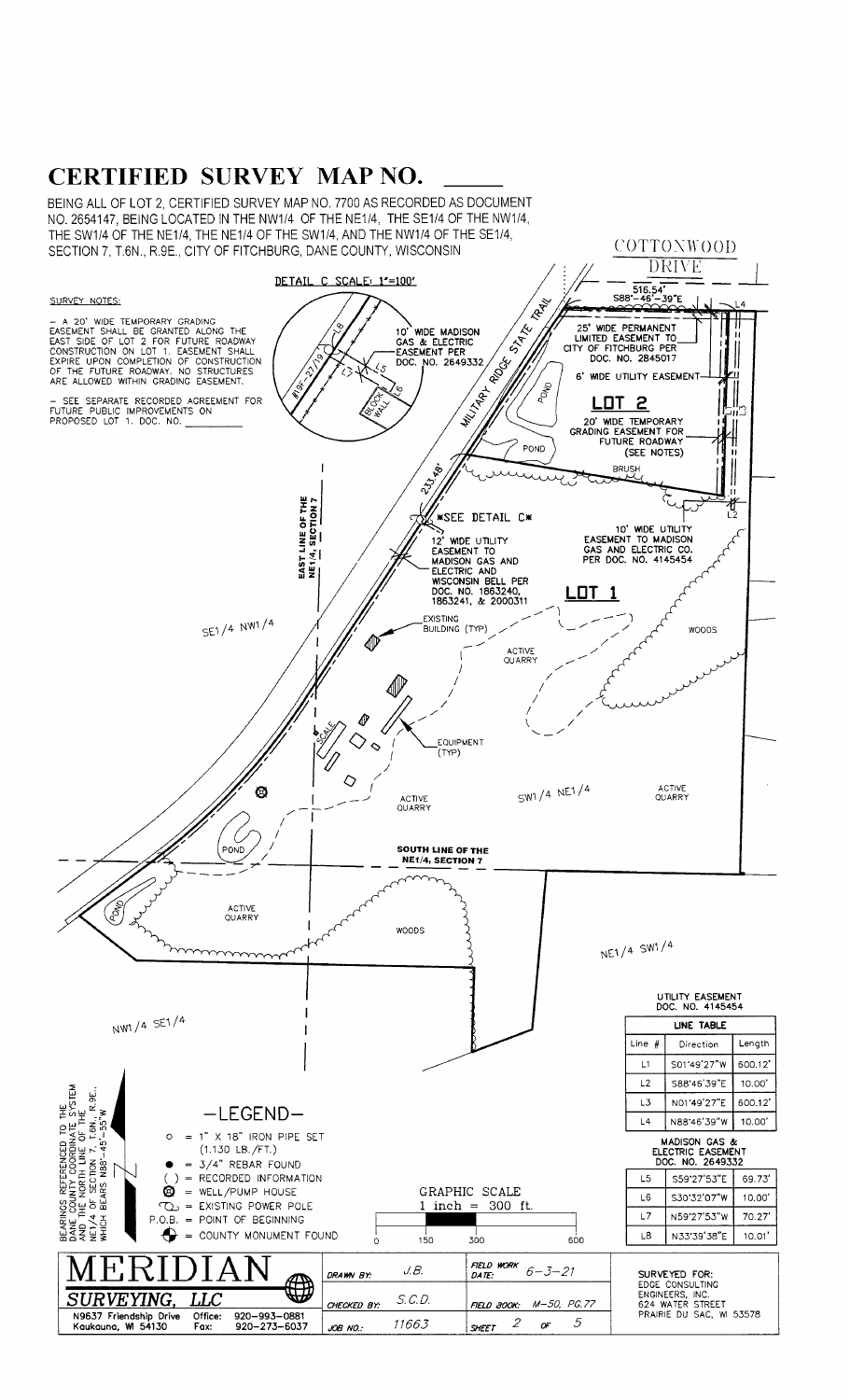# CERTIFIED SURVEY MAP NO. _____

BEING ALL OF LOT 2, CERTIFIED SURVEY MAP NO. 7700 AS RECORDED AS DOCUMENT NO. 2654147, BEING LOCATED IN THE NW1/4 OF THE NE1/4, THE SE1/4 OF THE NW1/4, THE SW1/4 OF THE NE1/4, THE NE1/4 OF THE SW1/4, AND THE NW1/4 OF THE SE1/4, SECTION 7, T.6N., R.9E., CITY OF FITCHBURG, DANE COUNTY, WISCONSIN

## SURVEY NOTES:

- A 20' WIDE TEMPORARY GRADING EASEMENT SHALL BE GRANTED ALONG THE EAST SIDE OF LOT 2 FOR FUTURE ROADWAY CONSTRUCTION ON LOT 1. EASEMENT SHALL EXPIRE UPON COMPLETION OF CONSTRUCTION OF THE FUTURE ROADWAY. NO STRUCTURES ARE ALLOWED WITHIN GRADING EASEMENT.
- SEE SEPARATE RECORDED AGREEMENT FOR FUTURE PUBLIC IMPROVEMENTS ON PROPOSED LOT 1. DOC. NO. __________

DETAIL C SCALE: 1"=100'

10' WIDE MADISON GAS & ELECTRIC EASEMENT PER DOC. NO. 2649332

BLOCK WALL

COTTONWOOD DRIVE

516.54'
S88°-46'-39"E

25' WIDE PERMANENT LIMITED EASEMENT TO CITY OF FITCHBURG PER DOC. NO. 2845017

6' WIDE UTILITY EASEMENT

MILITARY RIDGE STATE TRAIL

POND

**LOT 2**

20' WIDE TEMPORARY GRADING EASEMENT FOR FUTURE ROADWAY (SEE NOTES)

BRUSH

233.48'

EAST LINE OF THE NE1/4, SECTION 7

*SEE DETAIL C*

12' WIDE UTILITY EASEMENT TO MADISON GAS AND ELECTRIC AND WISCONSIN BELL PER DOC. NO. 1863240, 1863241, & 2000311

10' WIDE UTILITY EASEMENT TO MADISON GAS AND ELECTRIC CO. PER DOC. NO. 4145454

**LOT 1**

SE1/4 NW1/4

EXISTING BUILDING (TYP)

ACTIVE QUARRY

WOODS

SCALE

EQUIPMENT (TYP)

ACTIVE QUARRY

SW1/4 NE1/4

ACTIVE QUARRY

POND

SOUTH LINE OF THE NE1/4, SECTION 7

POND

ACTIVE QUARRY

WOODS

NE1/4 SW1/4

NW1/4 SE1/4

BEARINGS REFERENCED TO THE DANE COUNTY COORDINATE SYSTEM AND THE NORTH LINE OF THE NE1/4 OF SECTION 7, T.6N., R.9E., WHICH BEARS N88°-45'-55"W

## —LEGEND—

- ○ = 1" X 18" IRON PIPE SET (1.130 LB./FT.)
- ● = 3/4" REBAR FOUND
- ( ) = RECORDED INFORMATION
- ⊗ = WELL/PUMP HOUSE
- = EXISTING POWER POLE
- P.O.B. = POINT OF BEGINNING
- = COUNTY MONUMENT FOUND

GRAPHIC SCALE
1 inch = 300 ft.
0 150 300 600

| LINE TABLE | | |
|---|---|---|
| Line # | Direction | Length |
| UTILITY EASEMENT DOC. NO. 4145454 | | |
| L1 | S01°49'27"W | 600.12' |
| L2 | S88°46'39"E | 10.00' |
| L3 | N01°49'27"E | 600.12' |
| L4 | N88°46'39"W | 10.00' |
| MADISON GAS & ELECTRIC EASEMENT DOC. NO. 2649332 | | |
| L5 | S59°27'53"E | 69.73' |
| L6 | S30°32'07"W | 10.00' |
| L7 | N59°27'53"W | 70.27' |
| L8 | N33°39'38"E | 10.01' |

**MERIDIAN SURVEYING, LLC**
N9637 Friendship Drive, Kaukauna, WI 54130
Office: 920-993-0881
Fax: 920-273-6037

| | | | |
|---|---|---|---|
| DRAWN BY: | J.B. | FIELD WORK DATE: | 6-3-21 |
| CHECKED BY: | S.C.D. | FIELD BOOK: | M-50, PG.77 |
| JOB NO.: | 11663 | SHEET | 2 OF 5 |

SURVEYED FOR:
EDGE CONSULTING ENGINEERS, INC.
624 WATER STREET
PRAIRIE DU SAC, WI 53578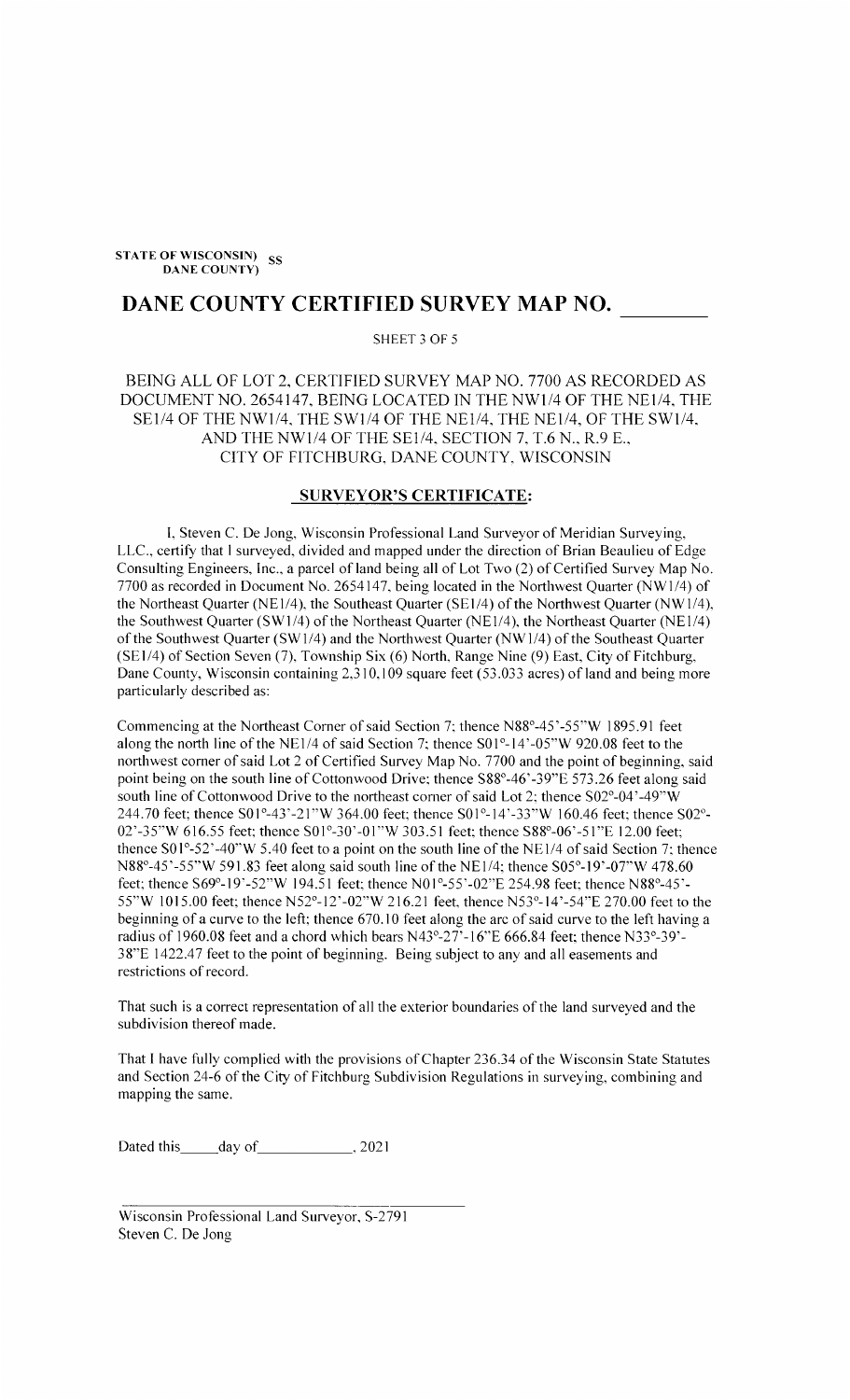STATE OF WISCONSIN) SS
DANE COUNTY)

# DANE COUNTY CERTIFIED SURVEY MAP NO. ________

SHEET 3 OF 5

BEING ALL OF LOT 2, CERTIFIED SURVEY MAP NO. 7700 AS RECORDED AS DOCUMENT NO. 2654147, BEING LOCATED IN THE NW1/4 OF THE NE1/4, THE SE1/4 OF THE NW1/4, THE SW1/4 OF THE NE1/4, THE NE1/4, OF THE SW1/4, AND THE NW1/4 OF THE SE1/4, SECTION 7, T.6 N., R.9 E., CITY OF FITCHBURG, DANE COUNTY, WISCONSIN

## SURVEYOR'S CERTIFICATE:

I, Steven C. De Jong, Wisconsin Professional Land Surveyor of Meridian Surveying, LLC., certify that I surveyed, divided and mapped under the direction of Brian Beaulieu of Edge Consulting Engineers, Inc., a parcel of land being all of Lot Two (2) of Certified Survey Map No. 7700 as recorded in Document No. 2654147, being located in the Northwest Quarter (NW1/4) of the Northeast Quarter (NE1/4), the Southeast Quarter (SE1/4) of the Northwest Quarter (NW1/4), the Southwest Quarter (SW1/4) of the Northeast Quarter (NE1/4), the Northeast Quarter (NE1/4) of the Southwest Quarter (SW1/4) and the Northwest Quarter (NW1/4) of the Southeast Quarter (SE1/4) of Section Seven (7), Township Six (6) North, Range Nine (9) East, City of Fitchburg, Dane County, Wisconsin containing 2,310,109 square feet (53.033 acres) of land and being more particularly described as:

Commencing at the Northeast Corner of said Section 7; thence N88°-45'-55"W 1895.91 feet along the north line of the NE1/4 of said Section 7; thence S01°-14'-05"W 920.08 feet to the northwest corner of said Lot 2 of Certified Survey Map No. 7700 and the point of beginning, said point being on the south line of Cottonwood Drive; thence S88°-46'-39"E 573.26 feet along said south line of Cottonwood Drive to the northeast corner of said Lot 2; thence S02°-04'-49"W 244.70 feet; thence S01°-43'-21"W 364.00 feet; thence S01°-14'-33"W 160.46 feet; thence S02°-02'-35"W 616.55 feet; thence S01°-30'-01"W 303.51 feet; thence S88°-06'-51"E 12.00 feet; thence S01°-52'-40"W 5.40 feet to a point on the south line of the NE1/4 of said Section 7; thence N88°-45'-55"W 591.83 feet along said south line of the NE1/4; thence S05°-19'-07"W 478.60 feet; thence S69°-19'-52"W 194.51 feet; thence N01°-55'-02"E 254.98 feet; thence N88°-45'-55"W 1015.00 feet; thence N52°-12'-02"W 216.21 feet, thence N53°-14'-54"E 270.00 feet to the beginning of a curve to the left; thence 670.10 feet along the arc of said curve to the left having a radius of 1960.08 feet and a chord which bears N43°-27'-16"E 666.84 feet; thence N33°-39'-38"E 1422.47 feet to the point of beginning. Being subject to any and all easements and restrictions of record.

That such is a correct representation of all the exterior boundaries of the land surveyed and the subdivision thereof made.

That I have fully complied with the provisions of Chapter 236.34 of the Wisconsin State Statutes and Section 24-6 of the City of Fitchburg Subdivision Regulations in surveying, combining and mapping the same.

Dated this_____day of_____________, 2021

_______________________________________
Wisconsin Professional Land Surveyor, S-2791
Steven C. De Jong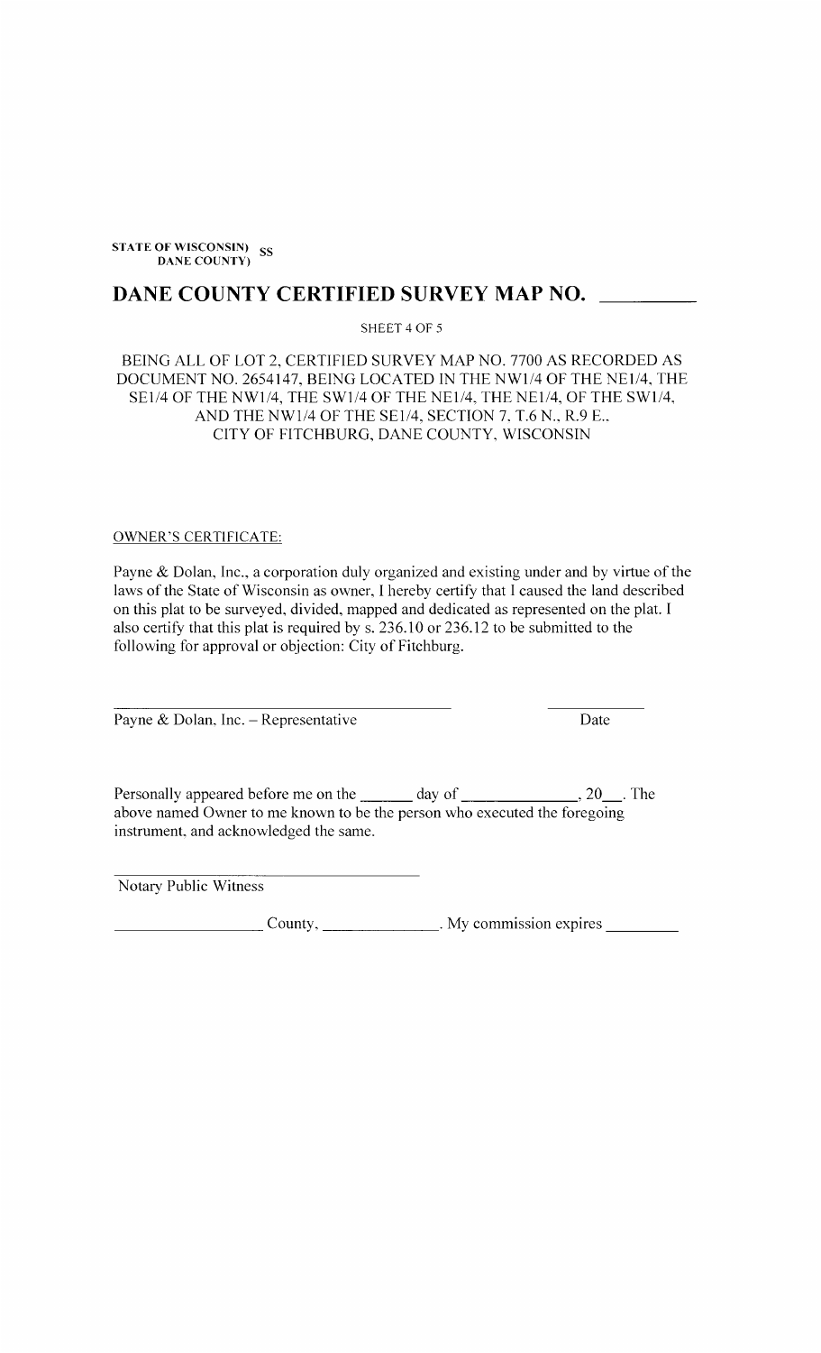**STATE OF WISCONSIN) SS**
**DANE COUNTY)**

# DANE COUNTY CERTIFIED SURVEY MAP NO. ________

SHEET 4 OF 5

BEING ALL OF LOT 2, CERTIFIED SURVEY MAP NO. 7700 AS RECORDED AS DOCUMENT NO. 2654147, BEING LOCATED IN THE NW1/4 OF THE NE1/4, THE SE1/4 OF THE NW1/4, THE SW1/4 OF THE NE1/4, THE NE1/4, OF THE SW1/4, AND THE NW1/4 OF THE SE1/4, SECTION 7, T.6 N., R.9 E., CITY OF FITCHBURG, DANE COUNTY, WISCONSIN

OWNER'S CERTIFICATE:

Payne & Dolan, Inc., a corporation duly organized and existing under and by virtue of the laws of the State of Wisconsin as owner, I hereby certify that I caused the land described on this plat to be surveyed, divided, mapped and dedicated as represented on the plat. I also certify that this plat is required by s. 236.10 or 236.12 to be submitted to the following for approval or objection: City of Fitchburg.

______________________________________ ____________

Payne & Dolan, Inc. – Representative Date

Personally appeared before me on the ______ day of ______________, 20___. The above named Owner to me known to be the person who executed the foregoing instrument, and acknowledged the same.

______________________________________

Notary Public Witness

__________________ County, ______________. My commission expires _________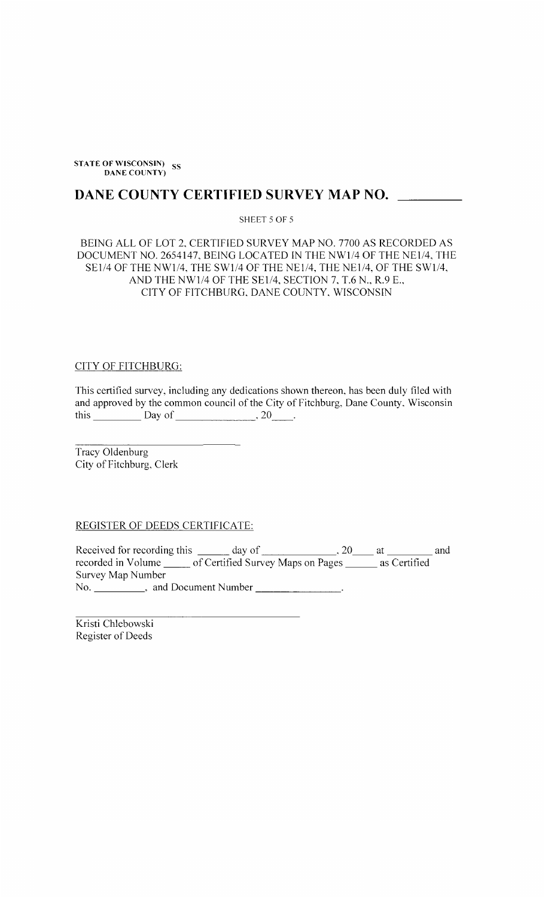STATE OF WISCONSIN) SS
DANE COUNTY)

# DANE COUNTY CERTIFIED SURVEY MAP NO. ________

SHEET 5 OF 5

BEING ALL OF LOT 2, CERTIFIED SURVEY MAP NO. 7700 AS RECORDED AS DOCUMENT NO. 2654147, BEING LOCATED IN THE NW1/4 OF THE NE1/4, THE SE1/4 OF THE NW1/4, THE SW1/4 OF THE NE1/4, THE NE1/4, OF THE SW1/4, AND THE NW1/4 OF THE SE1/4, SECTION 7, T.6 N., R.9 E., CITY OF FITCHBURG, DANE COUNTY, WISCONSIN

CITY OF FITCHBURG:

This certified survey, including any dedications shown thereon, has been duly filed with and approved by the common council of the City of Fitchburg, Dane County, Wisconsin this _________ Day of _______________, 20____.

______________________________
Tracy Oldenburg
City of Fitchburg, Clerk

REGISTER OF DEEDS CERTIFICATE:

Received for recording this ______ day of ______________, 20____ at ________ and recorded in Volume _____ of Certified Survey Maps on Pages ______ as Certified Survey Map Number
No. __________, and Document Number ________________.

______________________________
Kristi Chlebowski
Register of Deeds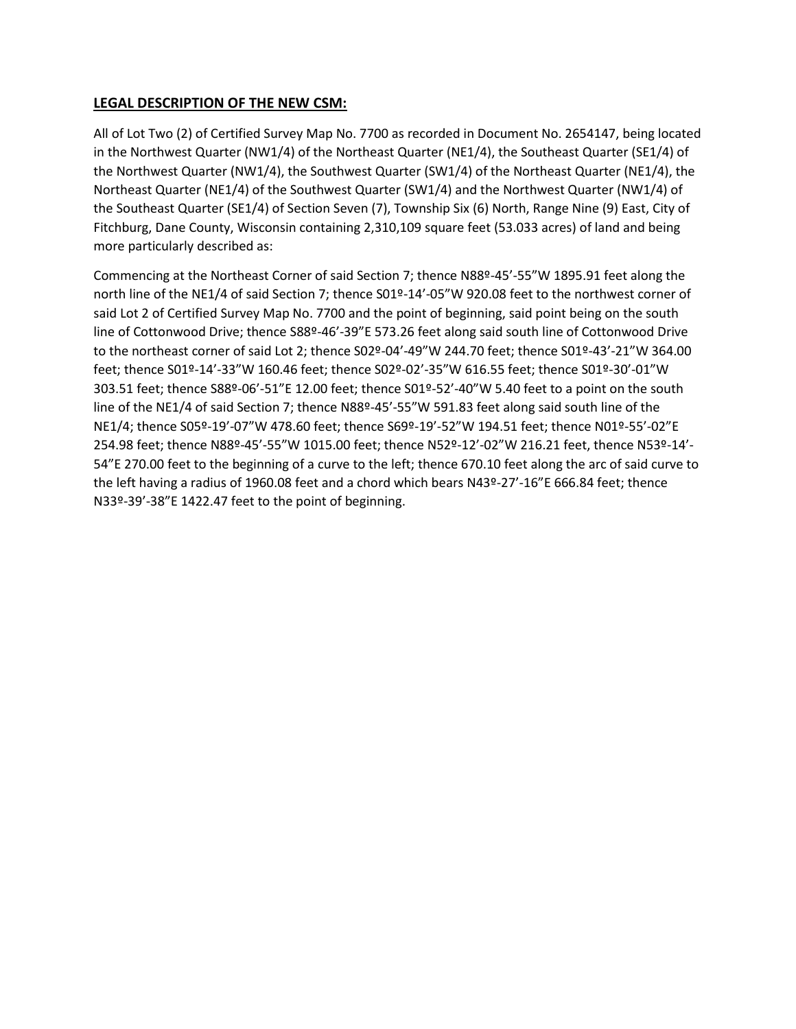**LEGAL DESCRIPTION OF THE NEW CSM:**

All of Lot Two (2) of Certified Survey Map No. 7700 as recorded in Document No. 2654147, being located in the Northwest Quarter (NW1/4) of the Northeast Quarter (NE1/4), the Southeast Quarter (SE1/4) of the Northwest Quarter (NW1/4), the Southwest Quarter (SW1/4) of the Northeast Quarter (NE1/4), the Northeast Quarter (NE1/4) of the Southwest Quarter (SW1/4) and the Northwest Quarter (NW1/4) of the Southeast Quarter (SE1/4) of Section Seven (7), Township Six (6) North, Range Nine (9) East, City of Fitchburg, Dane County, Wisconsin containing 2,310,109 square feet (53.033 acres) of land and being more particularly described as:

Commencing at the Northeast Corner of said Section 7; thence N88º-45'-55"W 1895.91 feet along the north line of the NE1/4 of said Section 7; thence S01º-14'-05"W 920.08 feet to the northwest corner of said Lot 2 of Certified Survey Map No. 7700 and the point of beginning, said point being on the south line of Cottonwood Drive; thence S88º-46'-39"E 573.26 feet along said south line of Cottonwood Drive to the northeast corner of said Lot 2; thence S02º-04'-49"W 244.70 feet; thence S01º-43'-21"W 364.00 feet; thence S01º-14'-33"W 160.46 feet; thence S02º-02'-35"W 616.55 feet; thence S01º-30'-01"W 303.51 feet; thence S88º-06'-51"E 12.00 feet; thence S01º-52'-40"W 5.40 feet to a point on the south line of the NE1/4 of said Section 7; thence N88º-45'-55"W 591.83 feet along said south line of the NE1/4; thence S05º-19'-07"W 478.60 feet; thence S69º-19'-52"W 194.51 feet; thence N01º-55'-02"E 254.98 feet; thence N88º-45'-55"W 1015.00 feet; thence N52º-12'-02"W 216.21 feet, thence N53º-14'-54"E 270.00 feet to the beginning of a curve to the left; thence 670.10 feet along the arc of said curve to the left having a radius of 1960.08 feet and a chord which bears N43º-27'-16"E 666.84 feet; thence N33º-39'-38"E 1422.47 feet to the point of beginning.